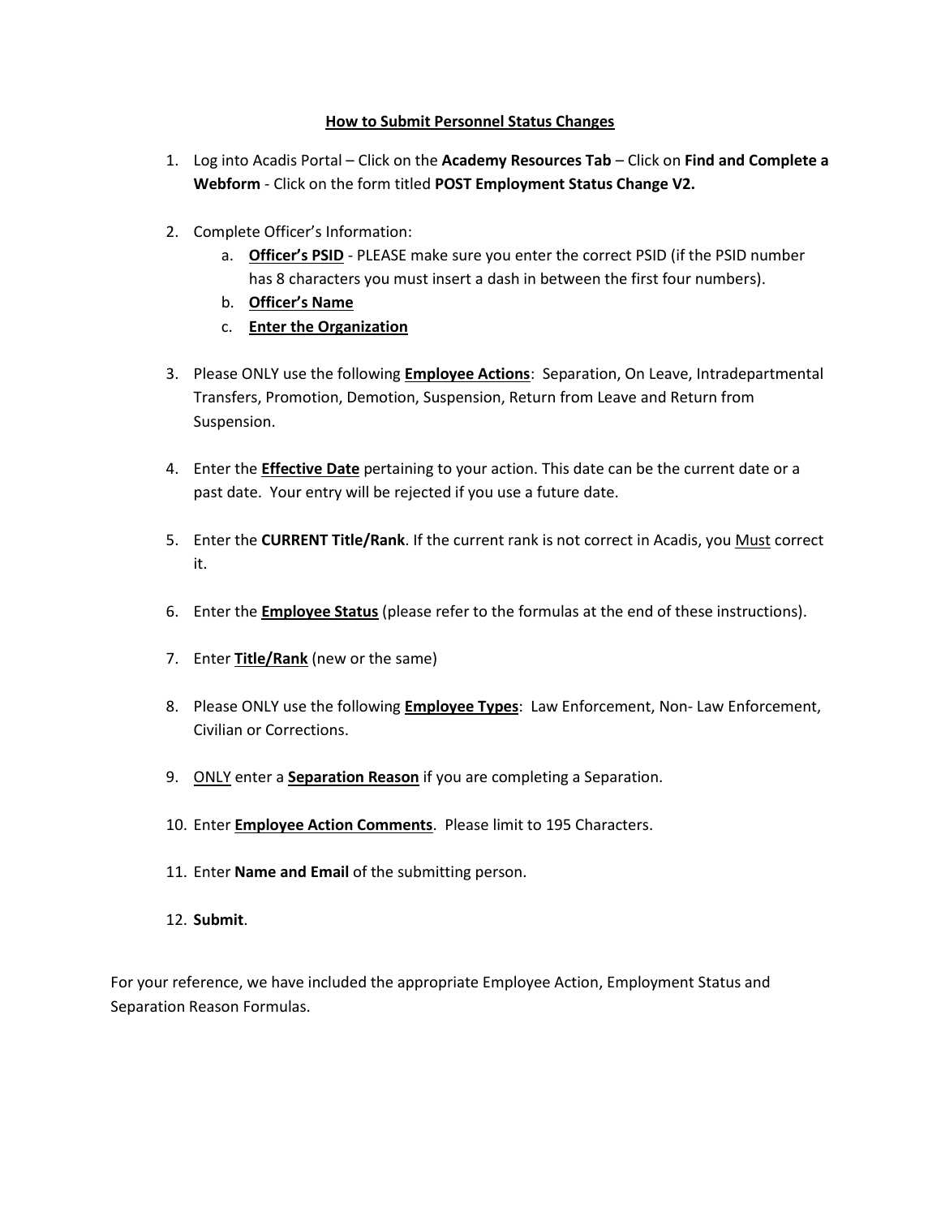# <u>How to Submit Personnel Status Changes</u>

1. Log into Acadis Portal – Click on the **Academy Resources Tab** – Click on **Find and Complete a Webform** - Click on the form titled **POST Employment Status Change V2.**

2. Complete Officer's Information:
   a. **<u>Officer's PSID</u>** - PLEASE make sure you enter the correct PSID (if the PSID number has 8 characters you must insert a dash in between the first four numbers).
   b. **<u>Officer's Name</u>**
   c. **<u>Enter the Organization</u>**

3. Please ONLY use the following **<u>Employee Actions</u>**: Separation, On Leave, Intradepartmental Transfers, Promotion, Demotion, Suspension, Return from Leave and Return from Suspension.

4. Enter the **<u>Effective Date</u>** pertaining to your action. This date can be the current date or a past date. Your entry will be rejected if you use a future date.

5. Enter the **CURRENT Title/Rank**. If the current rank is not correct in Acadis, you <u>Must</u> correct it.

6. Enter the **<u>Employee Status</u>** (please refer to the formulas at the end of these instructions).

7. Enter **<u>Title/Rank</u>** (new or the same)

8. Please ONLY use the following **<u>Employee Types</u>**: Law Enforcement, Non- Law Enforcement, Civilian or Corrections.

9. <u>ONLY</u> enter a **<u>Separation Reason</u>** if you are completing a Separation.

10. Enter **<u>Employee Action Comments</u>**. Please limit to 195 Characters.

11. Enter **Name and Email** of the submitting person.

12. **Submit**.

For your reference, we have included the appropriate Employee Action, Employment Status and Separation Reason Formulas.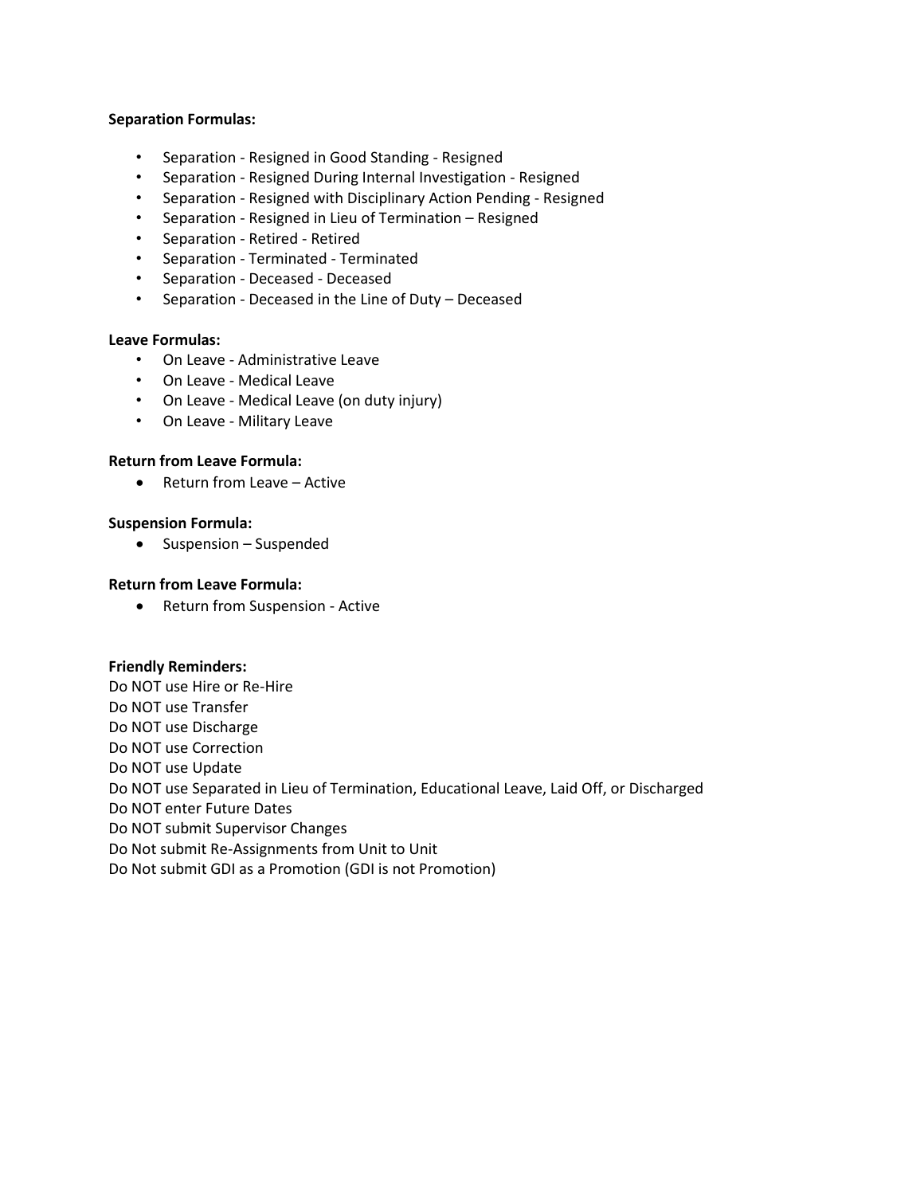**Separation Formulas:**

- Separation - Resigned in Good Standing - Resigned
- Separation - Resigned During Internal Investigation - Resigned
- Separation - Resigned with Disciplinary Action Pending - Resigned
- Separation - Resigned in Lieu of Termination – Resigned
- Separation - Retired - Retired
- Separation - Terminated - Terminated
- Separation - Deceased - Deceased
- Separation - Deceased in the Line of Duty – Deceased

**Leave Formulas:**

- On Leave - Administrative Leave
- On Leave - Medical Leave
- On Leave - Medical Leave (on duty injury)
- On Leave - Military Leave

**Return from Leave Formula:**

- Return from Leave – Active

**Suspension Formula:**

- Suspension – Suspended

**Return from Leave Formula:**

- Return from Suspension - Active

**Friendly Reminders:**

Do NOT use Hire or Re-Hire
Do NOT use Transfer
Do NOT use Discharge
Do NOT use Correction
Do NOT use Update
Do NOT use Separated in Lieu of Termination, Educational Leave, Laid Off, or Discharged
Do NOT enter Future Dates
Do NOT submit Supervisor Changes
Do Not submit Re-Assignments from Unit to Unit
Do Not submit GDI as a Promotion (GDI is not Promotion)